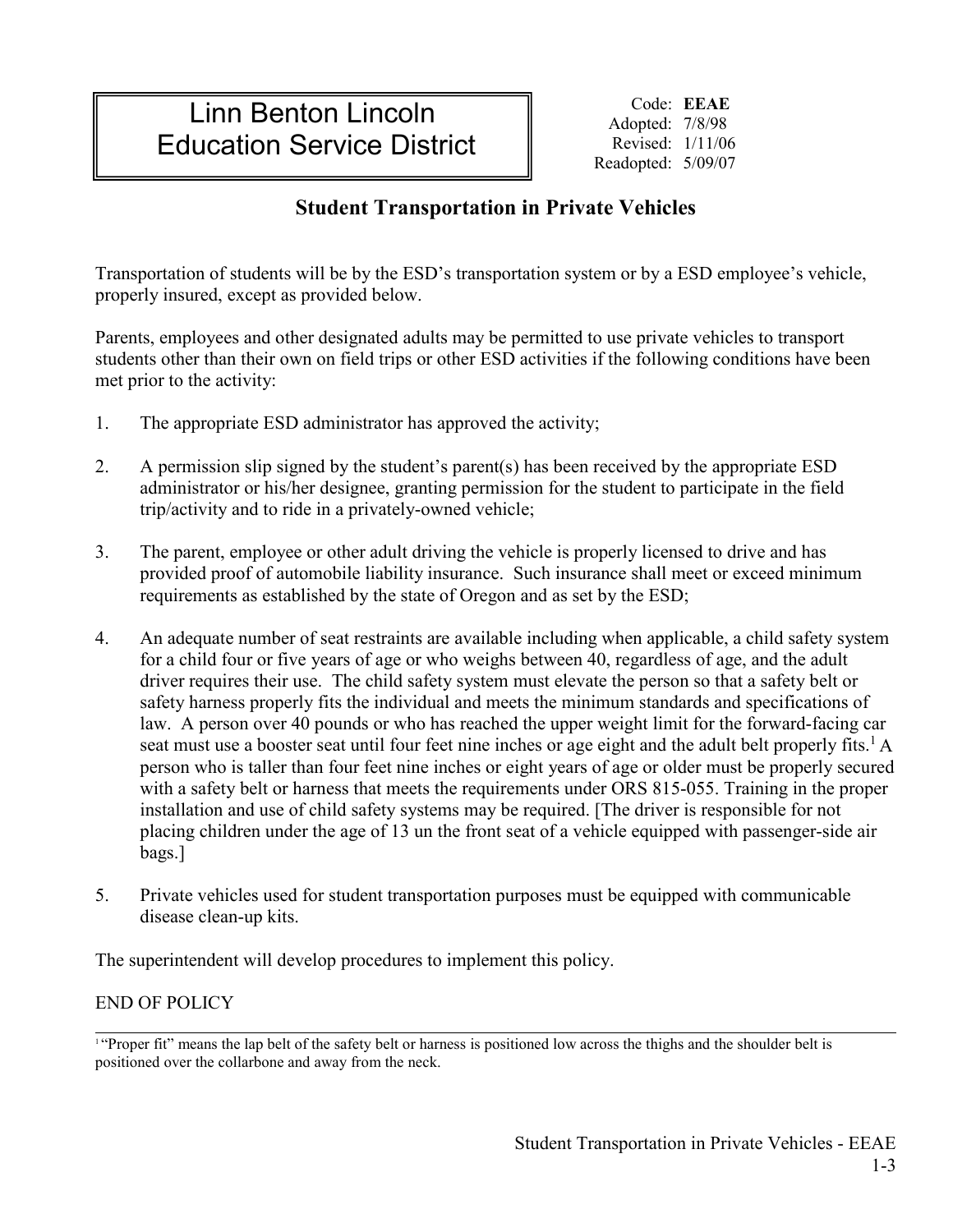# Linn Benton Lincoln Education Service District

Code: **EEAE**
Adopted: 7/8/98
Revised: 1/11/06
Readopted: 5/09/07

## Student Transportation in Private Vehicles

Transportation of students will be by the ESD's transportation system or by a ESD employee's vehicle, properly insured, except as provided below.

Parents, employees and other designated adults may be permitted to use private vehicles to transport students other than their own on field trips or other ESD activities if the following conditions have been met prior to the activity:

1. The appropriate ESD administrator has approved the activity;

2. A permission slip signed by the student's parent(s) has been received by the appropriate ESD administrator or his/her designee, granting permission for the student to participate in the field trip/activity and to ride in a privately-owned vehicle;

3. The parent, employee or other adult driving the vehicle is properly licensed to drive and has provided proof of automobile liability insurance. Such insurance shall meet or exceed minimum requirements as established by the state of Oregon and as set by the ESD;

4. An adequate number of seat restraints are available including when applicable, a child safety system for a child four or five years of age or who weighs between 40, regardless of age, and the adult driver requires their use. The child safety system must elevate the person so that a safety belt or safety harness properly fits the individual and meets the minimum standards and specifications of law. A person over 40 pounds or who has reached the upper weight limit for the forward-facing car seat must use a booster seat until four feet nine inches or age eight and the adult belt properly fits.[1] A person who is taller than four feet nine inches or eight years of age or older must be properly secured with a safety belt or harness that meets the requirements under ORS 815-055. Training in the proper installation and use of child safety systems may be required. [The driver is responsible for not placing children under the age of 13 un the front seat of a vehicle equipped with passenger-side air bags.]

5. Private vehicles used for student transportation purposes must be equipped with communicable disease clean-up kits.

The superintendent will develop procedures to implement this policy.

END OF POLICY

---

[1] "Proper fit" means the lap belt of the safety belt or harness is positioned low across the thighs and the shoulder belt is positioned over the collarbone and away from the neck.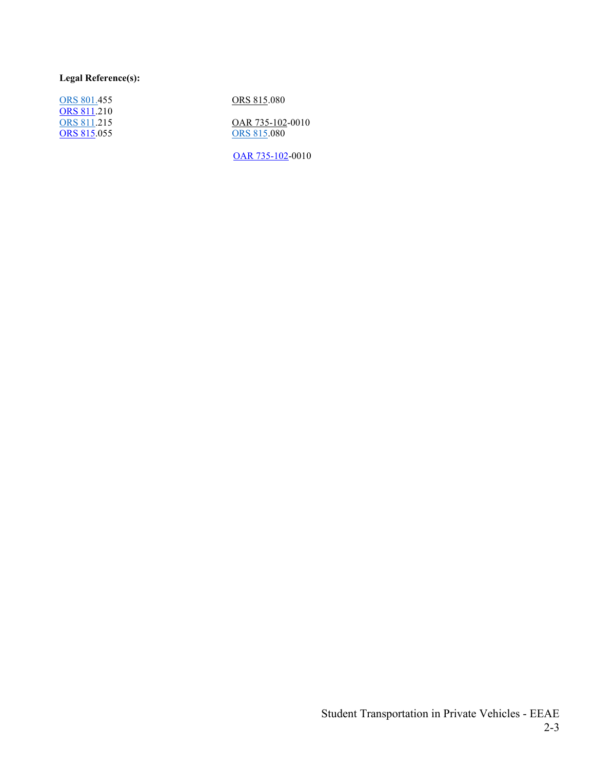**Legal Reference(s):**

ORS 801.455
ORS 811.210
ORS 811.215
ORS 815.055

ORS 815.080

OAR 735-102-0010
ORS 815.080

OAR 735-102-0010